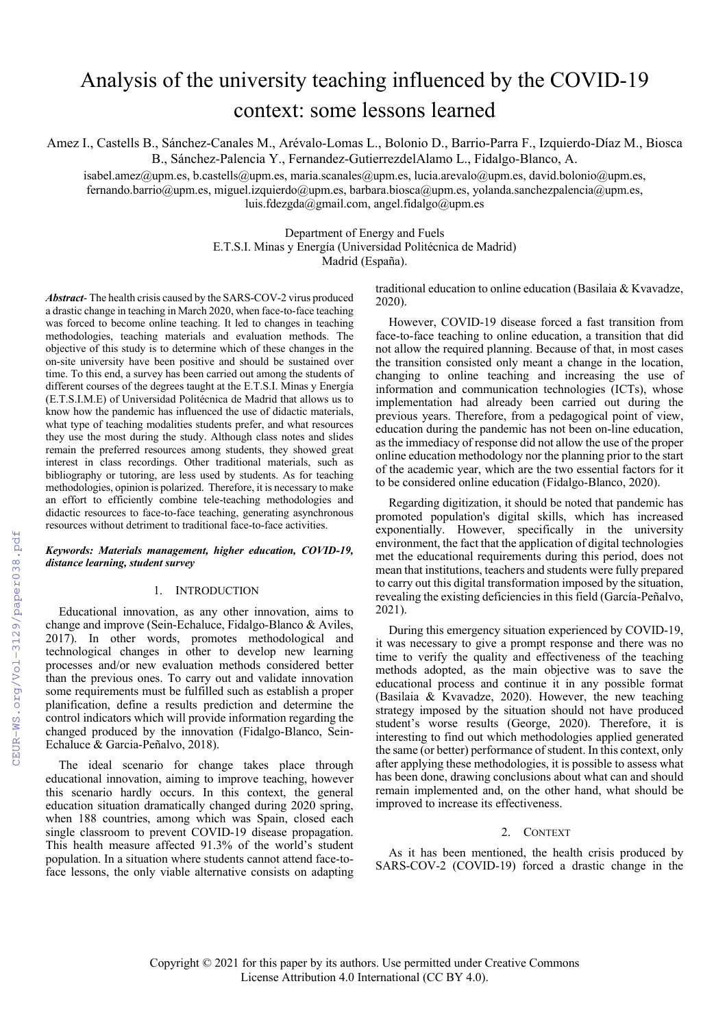# Analysis of the university teaching influenced by the COVID-19 context: some lessons learned

Amez I., Castells B., Sánchez-Canales M., Arévalo-Lomas L., Bolonio D., Barrio-Parra F., Izquierdo-Díaz M., Biosca B., Sánchez-Palencia Y., Fernandez-GutierrezdelAlamo L., Fidalgo-Blanco, A.

isabel.amez@upm.es, b.castells@upm.es, maria.scanales@upm.es, lucia.arevalo@upm.es, david.bolonio@upm.es, fernando.barrio@upm.es, miguel.izquierdo@upm.es, barbara.biosca@upm.es, yolanda.sanchezpalencia@upm.es, luis.fdezgda@gmail.com, angel.fidalgo@upm.es

Department of Energy and Fuels
E.T.S.I. Minas y Energía (Universidad Politécnica de Madrid)
Madrid (España).

***Abstract***- The health crisis caused by the SARS-COV-2 virus produced a drastic change in teaching in March 2020, when face-to-face teaching was forced to become online teaching. It led to changes in teaching methodologies, teaching materials and evaluation methods. The objective of this study is to determine which of these changes in the on-site university have been positive and should be sustained over time. To this end, a survey has been carried out among the students of different courses of the degrees taught at the E.T.S.I. Minas y Energía (E.T.S.I.M.E) of Universidad Politécnica de Madrid that allows us to know how the pandemic has influenced the use of didactic materials, what type of teaching modalities students prefer, and what resources they use the most during the study. Although class notes and slides remain the preferred resources among students, they showed great interest in class recordings. Other traditional materials, such as bibliography or tutoring, are less used by students. As for teaching methodologies, opinion is polarized. Therefore, it is necessary to make an effort to efficiently combine tele-teaching methodologies and didactic resources to face-to-face teaching, generating asynchronous resources without detriment to traditional face-to-face activities.

***Keywords: Materials management, higher education, COVID-19, distance learning, student survey***

## 1. INTRODUCTION

Educational innovation, as any other innovation, aims to change and improve (Sein-Echaluce, Fidalgo-Blanco & Aviles, 2017). In other words, promotes methodological and technological changes in other to develop new learning processes and/or new evaluation methods considered better than the previous ones. To carry out and validate innovation some requirements must be fulfilled such as establish a proper planification, define a results prediction and determine the control indicators which will provide information regarding the changed produced by the innovation (Fidalgo-Blanco, Sein-Echaluce & Garcia-Peñalvo, 2018).

The ideal scenario for change takes place through educational innovation, aiming to improve teaching, however this scenario hardly occurs. In this context, the general education situation dramatically changed during 2020 spring, when 188 countries, among which was Spain, closed each single classroom to prevent COVID-19 disease propagation. This health measure affected 91.3% of the world's student population. In a situation where students cannot attend face-to-face lessons, the only viable alternative consists on adapting traditional education to online education (Basilaia & Kvavadze, 2020).

However, COVID-19 disease forced a fast transition from face-to-face teaching to online education, a transition that did not allow the required planning. Because of that, in most cases the transition consisted only meant a change in the location, changing to online teaching and increasing the use of information and communication technologies (ICTs), whose implementation had already been carried out during the previous years. Therefore, from a pedagogical point of view, education during the pandemic has not been on-line education, as the immediacy of response did not allow the use of the proper online education methodology nor the planning prior to the start of the academic year, which are the two essential factors for it to be considered online education (Fidalgo-Blanco, 2020).

Regarding digitization, it should be noted that pandemic has promoted population's digital skills, which has increased exponentially. However, specifically in the university environment, the fact that the application of digital technologies met the educational requirements during this period, does not mean that institutions, teachers and students were fully prepared to carry out this digital transformation imposed by the situation, revealing the existing deficiencies in this field (García-Peñalvo, 2021).

During this emergency situation experienced by COVID-19, it was necessary to give a prompt response and there was no time to verify the quality and effectiveness of the teaching methods adopted, as the main objective was to save the educational process and continue it in any possible format (Basilaia & Kvavadze, 2020). However, the new teaching strategy imposed by the situation should not have produced student's worse results (George, 2020). Therefore, it is interesting to find out which methodologies applied generated the same (or better) performance of student. In this context, only after applying these methodologies, it is possible to assess what has been done, drawing conclusions about what can and should remain implemented and, on the other hand, what should be improved to increase its effectiveness.

## 2. CONTEXT

As it has been mentioned, the health crisis produced by SARS-COV-2 (COVID-19) forced a drastic change in the

Copyright © 2021 for this paper by its authors. Use permitted under Creative Commons License Attribution 4.0 International (CC BY 4.0).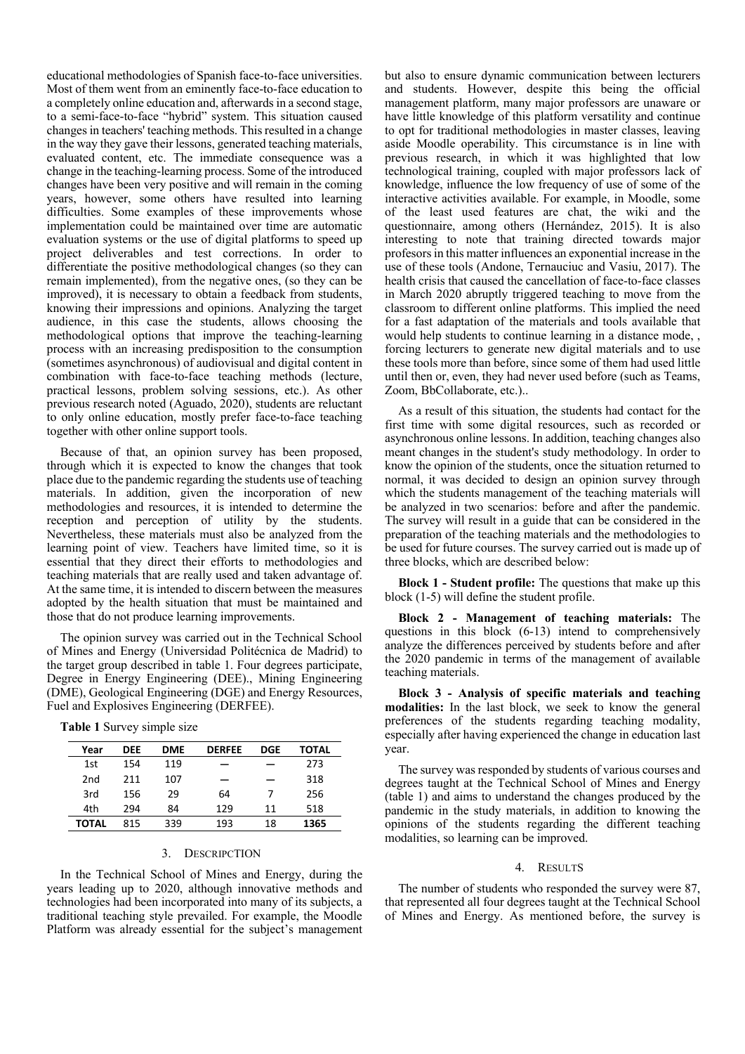educational methodologies of Spanish face-to-face universities. Most of them went from an eminently face-to-face education to a completely online education and, afterwards in a second stage, to a semi-face-to-face "hybrid" system. This situation caused changes in teachers' teaching methods. This resulted in a change in the way they gave their lessons, generated teaching materials, evaluated content, etc. The immediate consequence was a change in the teaching-learning process. Some of the introduced changes have been very positive and will remain in the coming years, however, some others have resulted into learning difficulties. Some examples of these improvements whose implementation could be maintained over time are automatic evaluation systems or the use of digital platforms to speed up project deliverables and test corrections. In order to differentiate the positive methodological changes (so they can remain implemented), from the negative ones, (so they can be improved), it is necessary to obtain a feedback from students, knowing their impressions and opinions. Analyzing the target audience, in this case the students, allows choosing the methodological options that improve the teaching-learning process with an increasing predisposition to the consumption (sometimes asynchronous) of audiovisual and digital content in combination with face-to-face teaching methods (lecture, practical lessons, problem solving sessions, etc.). As other previous research noted (Aguado, 2020), students are reluctant to only online education, mostly prefer face-to-face teaching together with other online support tools.

Because of that, an opinion survey has been proposed, through which it is expected to know the changes that took place due to the pandemic regarding the students use of teaching materials. In addition, given the incorporation of new methodologies and resources, it is intended to determine the reception and perception of utility by the students. Nevertheless, these materials must also be analyzed from the learning point of view. Teachers have limited time, so it is essential that they direct their efforts to methodologies and teaching materials that are really used and taken advantage of. At the same time, it is intended to discern between the measures adopted by the health situation that must be maintained and those that do not produce learning improvements.

The opinion survey was carried out in the Technical School of Mines and Energy (Universidad Politécnica de Madrid) to the target group described in table 1. Four degrees participate, Degree in Energy Engineering (DEE)., Mining Engineering (DME), Geological Engineering (DGE) and Energy Resources, Fuel and Explosives Engineering (DERFEE).

**Table 1** Survey simple size

| Year | DEE | DME | DERFEE | DGE | TOTAL |
|---|---|---|---|---|---|
| 1st | 154 | 119 | — | — | 273 |
| 2nd | 211 | 107 | — | — | 318 |
| 3rd | 156 | 29 | 64 | 7 | 256 |
| 4th | 294 | 84 | 129 | 11 | 518 |
| **TOTAL** | 815 | 339 | 193 | 18 | **1365** |

## 3. DESCRIPCTION

In the Technical School of Mines and Energy, during the years leading up to 2020, although innovative methods and technologies had been incorporated into many of its subjects, a traditional teaching style prevailed. For example, the Moodle Platform was already essential for the subject's management but also to ensure dynamic communication between lecturers and students. However, despite this being the official management platform, many major professors are unaware or have little knowledge of this platform versatility and continue to opt for traditional methodologies in master classes, leaving aside Moodle operability. This circumstance is in line with previous research, in which it was highlighted that low technological training, coupled with major professors lack of knowledge, influence the low frequency of use of some of the interactive activities available. For example, in Moodle, some of the least used features are chat, the wiki and the questionnaire, among others (Hernández, 2015). It is also interesting to note that training directed towards major profesors in this matter influences an exponential increase in the use of these tools (Andone, Ternauciuc and Vasiu, 2017). The health crisis that caused the cancellation of face-to-face classes in March 2020 abruptly triggered teaching to move from the classroom to different online platforms. This implied the need for a fast adaptation of the materials and tools available that would help students to continue learning in a distance mode, , forcing lecturers to generate new digital materials and to use these tools more than before, since some of them had used little until then or, even, they had never used before (such as Teams, Zoom, BbCollaborate, etc.)..

As a result of this situation, the students had contact for the first time with some digital resources, such as recorded or asynchronous online lessons. In addition, teaching changes also meant changes in the student's study methodology. In order to know the opinion of the students, once the situation returned to normal, it was decided to design an opinion survey through which the students management of the teaching materials will be analyzed in two scenarios: before and after the pandemic. The survey will result in a guide that can be considered in the preparation of the teaching materials and the methodologies to be used for future courses. The survey carried out is made up of three blocks, which are described below:

**Block 1 - Student profile:** The questions that make up this block (1-5) will define the student profile.

**Block 2 - Management of teaching materials:** The questions in this block (6-13) intend to comprehensively analyze the differences perceived by students before and after the 2020 pandemic in terms of the management of available teaching materials.

**Block 3 - Analysis of specific materials and teaching modalities:** In the last block, we seek to know the general preferences of the students regarding teaching modality, especially after having experienced the change in education last year.

The survey was responded by students of various courses and degrees taught at the Technical School of Mines and Energy (table 1) and aims to understand the changes produced by the pandemic in the study materials, in addition to knowing the opinions of the students regarding the different teaching modalities, so learning can be improved.

## 4. RESULTS

The number of students who responded the survey were 87, that represented all four degrees taught at the Technical School of Mines and Energy. As mentioned before, the survey is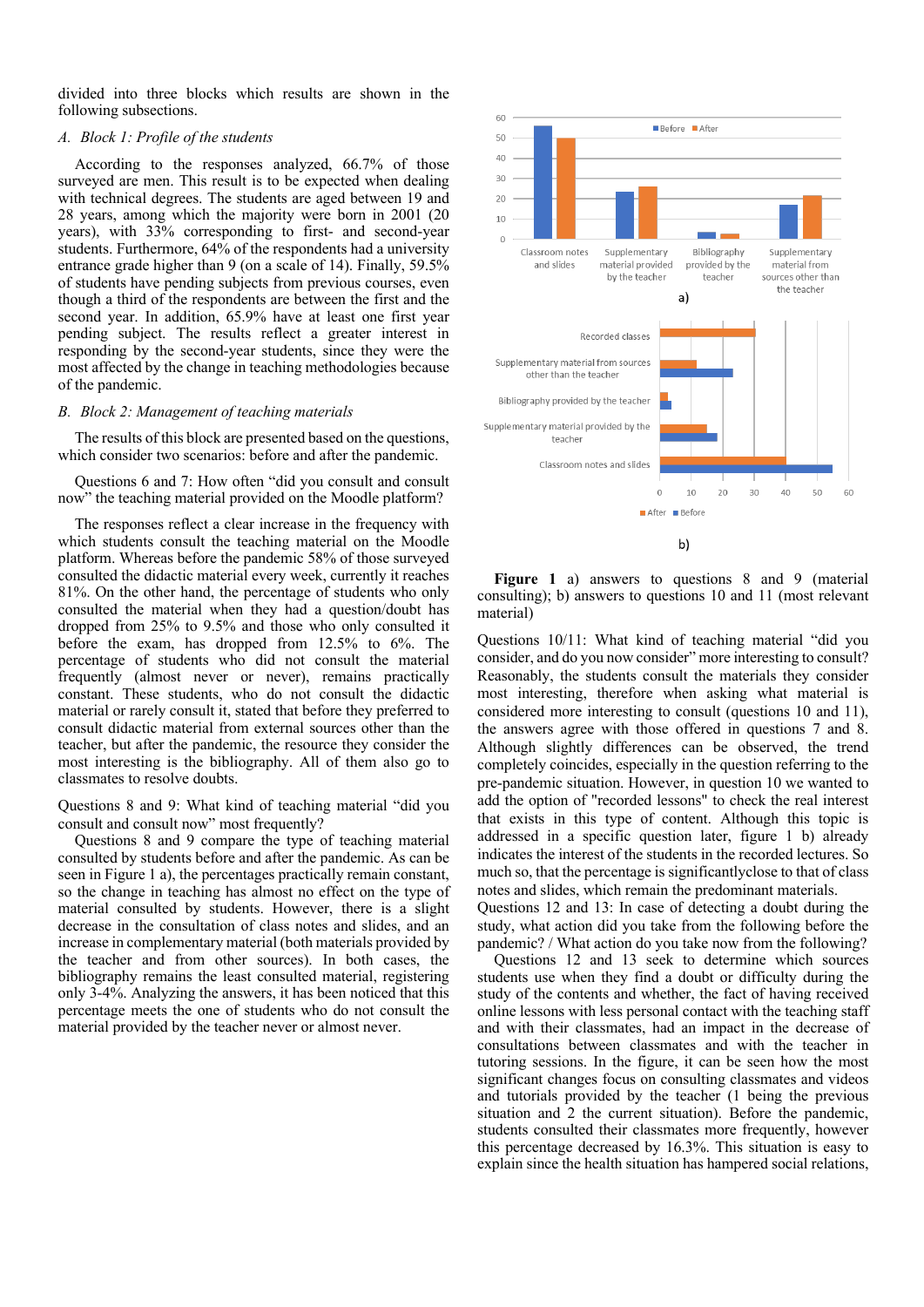divided into three blocks which results are shown in the following subsections.

### A. Block 1: Profile of the students

According to the responses analyzed, 66.7% of those surveyed are men. This result is to be expected when dealing with technical degrees. The students are aged between 19 and 28 years, among which the majority were born in 2001 (20 years), with 33% corresponding to first- and second-year students. Furthermore, 64% of the respondents had a university entrance grade higher than 9 (on a scale of 14). Finally, 59.5% of students have pending subjects from previous courses, even though a third of the respondents are between the first and the second year. In addition, 65.9% have at least one first year pending subject. The results reflect a greater interest in responding by the second-year students, since they were the most affected by the change in teaching methodologies because of the pandemic.

### B. Block 2: Management of teaching materials

The results of this block are presented based on the questions, which consider two scenarios: before and after the pandemic.

Questions 6 and 7: How often "did you consult and consult now" the teaching material provided on the Moodle platform?

The responses reflect a clear increase in the frequency with which students consult the teaching material on the Moodle platform. Whereas before the pandemic 58% of those surveyed consulted the didactic material every week, currently it reaches 81%. On the other hand, the percentage of students who only consulted the material when they had a question/doubt has dropped from 25% to 9.5% and those who only consulted it before the exam, has dropped from 12.5% to 6%. The percentage of students who did not consult the material frequently (almost never or never), remains practically constant. These students, who do not consult the didactic material or rarely consult it, stated that before they preferred to consult didactic material from external sources other than the teacher, but after the pandemic, the resource they consider the most interesting is the bibliography. All of them also go to classmates to resolve doubts.

Questions 8 and 9: What kind of teaching material "did you consult and consult now" most frequently?

Questions 8 and 9 compare the type of teaching material consulted by students before and after the pandemic. As can be seen in Figure 1 a), the percentages practically remain constant, so the change in teaching has almost no effect on the type of material consulted by students. However, there is a slight decrease in the consultation of class notes and slides, and an increase in complementary material (both materials provided by the teacher and from other sources). In both cases, the bibliography remains the least consulted material, registering only 3-4%. Analyzing the answers, it has been noticed that this percentage meets the one of students who do not consult the material provided by the teacher never or almost never.

**Figure 1** a) answers to questions 8 and 9 (material consulting); b) answers to questions 10 and 11 (most relevant material)

Questions 10/11: What kind of teaching material "did you consider, and do you now consider" more interesting to consult? Reasonably, the students consult the materials they consider most interesting, therefore when asking what material is considered more interesting to consult (questions 10 and 11), the answers agree with those offered in questions 7 and 8. Although slightly differences can be observed, the trend completely coincides, especially in the question referring to the pre-pandemic situation. However, in question 10 we wanted to add the option of "recorded lessons" to check the real interest that exists in this type of content. Although this topic is addressed in a specific question later, figure 1 b) already indicates the interest of the students in the recorded lectures. So much so, that the percentage is significantlyclose to that of class notes and slides, which remain the predominant materials.

Questions 12 and 13: In case of detecting a doubt during the study, what action did you take from the following before the pandemic? / What action do you take now from the following?

Questions 12 and 13 seek to determine which sources students use when they find a doubt or difficulty during the study of the contents and whether, the fact of having received online lessons with less personal contact with the teaching staff and with their classmates, had an impact in the decrease of consultations between classmates and with the teacher in tutoring sessions. In the figure, it can be seen how the most significant changes focus on consulting classmates and videos and tutorials provided by the teacher (1 being the previous situation and 2 the current situation). Before the pandemic, students consulted their classmates more frequently, however this percentage decreased by 16.3%. This situation is easy to explain since the health situation has hampered social relations,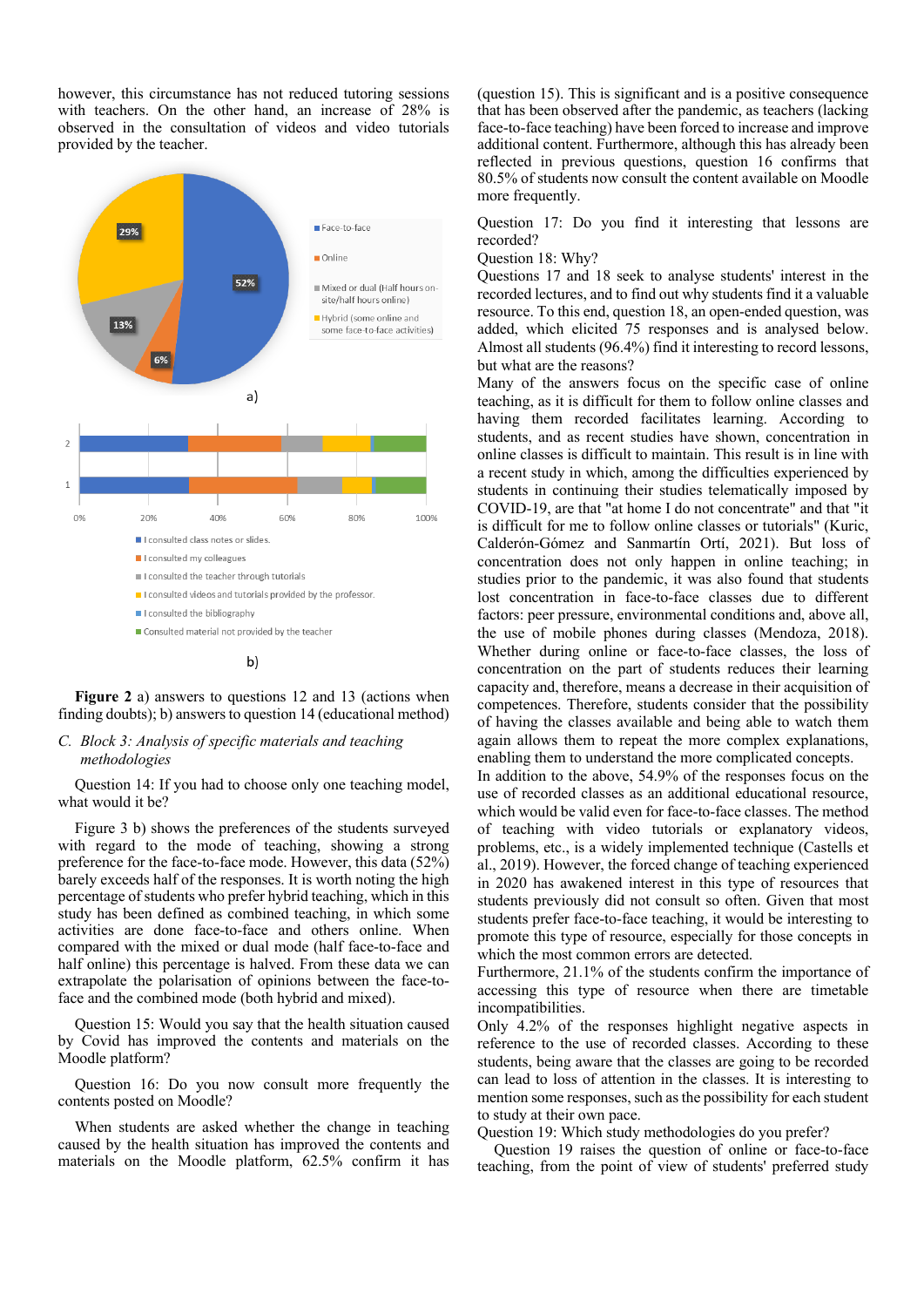however, this circumstance has not reduced tutoring sessions with teachers. On the other hand, an increase of 28% is observed in the consultation of videos and video tutorials provided by the teacher.

**Figure 2** a) answers to questions 12 and 13 (actions when finding doubts); b) answers to question 14 (educational method)

### C. *Block 3: Analysis of specific materials and teaching methodologies*

Question 14: If you had to choose only one teaching model, what would it be?

Figure 3 b) shows the preferences of the students surveyed with regard to the mode of teaching, showing a strong preference for the face-to-face mode. However, this data (52%) barely exceeds half of the responses. It is worth noting the high percentage of students who prefer hybrid teaching, which in this study has been defined as combined teaching, in which some activities are done face-to-face and others online. When compared with the mixed or dual mode (half face-to-face and half online) this percentage is halved. From these data we can extrapolate the polarisation of opinions between the face-to-face and the combined mode (both hybrid and mixed).

Question 15: Would you say that the health situation caused by Covid has improved the contents and materials on the Moodle platform?

Question 16: Do you now consult more frequently the contents posted on Moodle?

When students are asked whether the change in teaching caused by the health situation has improved the contents and materials on the Moodle platform, 62.5% confirm it has (question 15). This is significant and is a positive consequence that has been observed after the pandemic, as teachers (lacking face-to-face teaching) have been forced to increase and improve additional content. Furthermore, although this has already been reflected in previous questions, question 16 confirms that 80.5% of students now consult the content available on Moodle more frequently.

Question 17: Do you find it interesting that lessons are recorded?

Question 18: Why?

Questions 17 and 18 seek to analyse students' interest in the recorded lectures, and to find out why students find it a valuable resource. To this end, question 18, an open-ended question, was added, which elicited 75 responses and is analysed below. Almost all students (96.4%) find it interesting to record lessons, but what are the reasons?

Many of the answers focus on the specific case of online teaching, as it is difficult for them to follow online classes and having them recorded facilitates learning. According to students, and as recent studies have shown, concentration in online classes is difficult to maintain. This result is in line with a recent study in which, among the difficulties experienced by students in continuing their studies telematically imposed by COVID-19, are that "at home I do not concentrate" and that "it is difficult for me to follow online classes or tutorials" (Kuric, Calderón-Gómez and Sanmartín Ortí, 2021). But loss of concentration does not only happen in online teaching; in studies prior to the pandemic, it was also found that students lost concentration in face-to-face classes due to different factors: peer pressure, environmental conditions and, above all, the use of mobile phones during classes (Mendoza, 2018). Whether during online or face-to-face classes, the loss of concentration on the part of students reduces their learning capacity and, therefore, means a decrease in their acquisition of competences. Therefore, students consider that the possibility of having the classes available and being able to watch them again allows them to repeat the more complex explanations, enabling them to understand the more complicated concepts.

In addition to the above, 54.9% of the responses focus on the use of recorded classes as an additional educational resource, which would be valid even for face-to-face classes. The method of teaching with video tutorials or explanatory videos, problems, etc., is a widely implemented technique (Castells et al., 2019). However, the forced change of teaching experienced in 2020 has awakened interest in this type of resources that students previously did not consult so often. Given that most students prefer face-to-face teaching, it would be interesting to promote this type of resource, especially for those concepts in which the most common errors are detected.

Furthermore, 21.1% of the students confirm the importance of accessing this type of resource when there are timetable incompatibilities.

Only 4.2% of the responses highlight negative aspects in reference to the use of recorded classes. According to these students, being aware that the classes are going to be recorded can lead to loss of attention in the classes. It is interesting to mention some responses, such as the possibility for each student to study at their own pace.

Question 19: Which study methodologies do you prefer?

Question 19 raises the question of online or face-to-face teaching, from the point of view of students' preferred study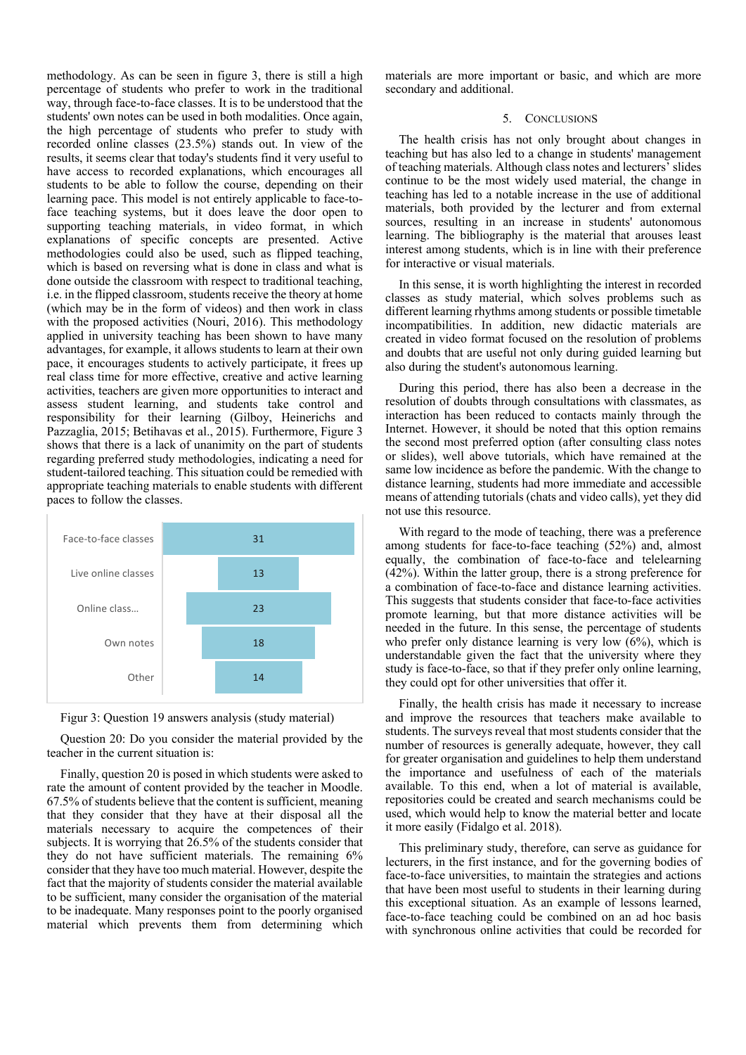methodology. As can be seen in figure 3, there is still a high percentage of students who prefer to work in the traditional way, through face-to-face classes. It is to be understood that the students' own notes can be used in both modalities. Once again, the high percentage of students who prefer to study with recorded online classes (23.5%) stands out. In view of the results, it seems clear that today's students find it very useful to have access to recorded explanations, which encourages all students to be able to follow the course, depending on their learning pace. This model is not entirely applicable to face-to-face teaching systems, but it does leave the door open to supporting teaching materials, in video format, in which explanations of specific concepts are presented. Active methodologies could also be used, such as flipped teaching, which is based on reversing what is done in class and what is done outside the classroom with respect to traditional teaching, i.e. in the flipped classroom, students receive the theory at home (which may be in the form of videos) and then work in class with the proposed activities (Nouri, 2016). This methodology applied in university teaching has been shown to have many advantages, for example, it allows students to learn at their own pace, it encourages students to actively participate, it frees up real class time for more effective, creative and active learning activities, teachers are given more opportunities to interact and assess student learning, and students take control and responsibility for their learning (Gilboy, Heinerichs and Pazzaglia, 2015; Betihavas et al., 2015). Furthermore, Figure 3 shows that there is a lack of unanimity on the part of students regarding preferred study methodologies, indicating a need for student-tailored teaching. This situation could be remedied with appropriate teaching materials to enable students with different paces to follow the classes.

| Study material | Answers |
|---|---|
| Face-to-face classes | 31 |
| Live online classes | 13 |
| Online class... | 23 |
| Own notes | 18 |
| Other | 14 |

Figur 3: Question 19 answers analysis (study material)

Question 20: Do you consider the material provided by the teacher in the current situation is:

Finally, question 20 is posed in which students were asked to rate the amount of content provided by the teacher in Moodle. 67.5% of students believe that the content is sufficient, meaning that they consider that they have at their disposal all the materials necessary to acquire the competences of their subjects. It is worrying that 26.5% of the students consider that they do not have sufficient materials. The remaining 6% consider that they have too much material. However, despite the fact that the majority of students consider the material available to be sufficient, many consider the organisation of the material to be inadequate. Many responses point to the poorly organised material which prevents them from determining which materials are more important or basic, and which are more secondary and additional.

## 5. Conclusions

The health crisis has not only brought about changes in teaching but has also led to a change in students' management of teaching materials. Although class notes and lecturers' slides continue to be the most widely used material, the change in teaching has led to a notable increase in the use of additional materials, both provided by the lecturer and from external sources, resulting in an increase in students' autonomous learning. The bibliography is the material that arouses least interest among students, which is in line with their preference for interactive or visual materials.

In this sense, it is worth highlighting the interest in recorded classes as study material, which solves problems such as different learning rhythms among students or possible timetable incompatibilities. In addition, new didactic materials are created in video format focused on the resolution of problems and doubts that are useful not only during guided learning but also during the student's autonomous learning.

During this period, there has also been a decrease in the resolution of doubts through consultations with classmates, as interaction has been reduced to contacts mainly through the Internet. However, it should be noted that this option remains the second most preferred option (after consulting class notes or slides), well above tutorials, which have remained at the same low incidence as before the pandemic. With the change to distance learning, students had more immediate and accessible means of attending tutorials (chats and video calls), yet they did not use this resource.

With regard to the mode of teaching, there was a preference among students for face-to-face teaching (52%) and, almost equally, the combination of face-to-face and telelearning (42%). Within the latter group, there is a strong preference for a combination of face-to-face and distance learning activities. This suggests that students consider that face-to-face activities promote learning, but that more distance activities will be needed in the future. In this sense, the percentage of students who prefer only distance learning is very low (6%), which is understandable given the fact that the university where they study is face-to-face, so that if they prefer only online learning, they could opt for other universities that offer it.

Finally, the health crisis has made it necessary to increase and improve the resources that teachers make available to students. The surveys reveal that most students consider that the number of resources is generally adequate, however, they call for greater organisation and guidelines to help them understand the importance and usefulness of each of the materials available. To this end, when a lot of material is available, repositories could be created and search mechanisms could be used, which would help to know the material better and locate it more easily (Fidalgo et al. 2018).

This preliminary study, therefore, can serve as guidance for lecturers, in the first instance, and for the governing bodies of face-to-face universities, to maintain the strategies and actions that have been most useful to students in their learning during this exceptional situation. As an example of lessons learned, face-to-face teaching could be combined on an ad hoc basis with synchronous online activities that could be recorded for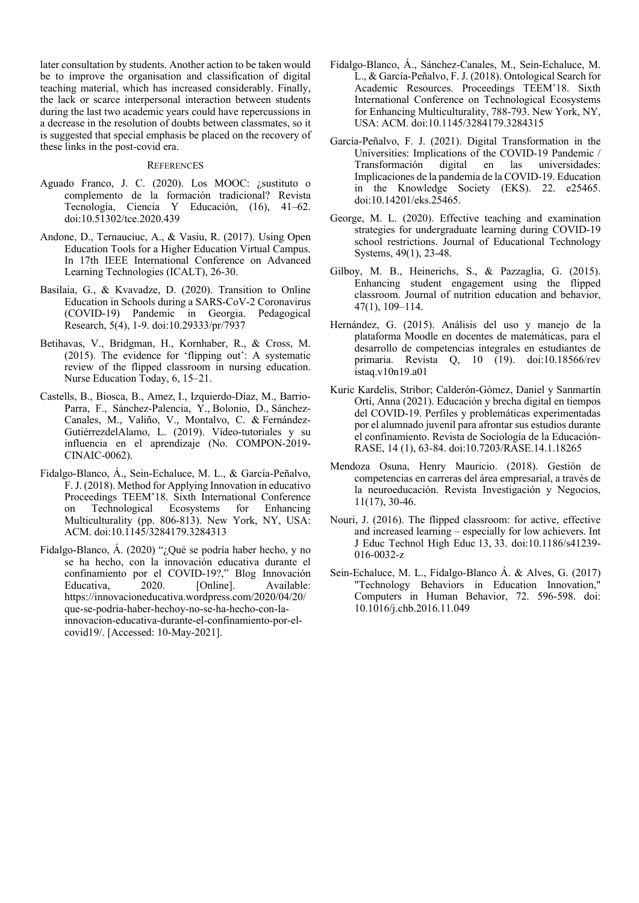later consultation by students. Another action to be taken would be to improve the organisation and classification of digital teaching material, which has increased considerably. Finally, the lack or scarce interpersonal interaction between students during the last two academic years could have repercussions in a decrease in the resolution of doubts between classmates, so it is suggested that special emphasis be placed on the recovery of these links in the post-covid era.

## References

Aguado Franco, J. C. (2020). Los MOOC: ¿sustituto o complemento de la formación tradicional? Revista Tecnología, Ciencia Y Educación, (16), 41–62. doi:10.51302/tce.2020.439

Andone, D., Ternauciuc, A., & Vasiu, R. (2017). Using Open Education Tools for a Higher Education Virtual Campus. In 17th IEEE International Conference on Advanced Learning Technologies (ICALT), 26-30.

Basilaia, G., & Kvavadze, D. (2020). Transition to Online Education in Schools during a SARS-CoV-2 Coronavirus (COVID-19) Pandemic in Georgia. Pedagogical Research, 5(4), 1-9. doi:10.29333/pr/7937

Betihavas, V., Bridgman, H., Kornhaber, R., & Cross, M. (2015). The evidence for 'flipping out': A systematic review of the flipped classroom in nursing education. Nurse Education Today, 6, 15–21.

Castells, B., Biosca, B., Amez, I., Izquierdo-Díaz, M., Barrio-Parra, F., Sánchez-Palencia, Y., Bolonio, D., Sánchez-Canales, M., Valiño, V., Montalvo, C. & Fernández-GutiérrezdelAlamo, L. (2019). Vídeo-tutoriales y su influencia en el aprendizaje (No. COMPON-2019-CINAIC-0062).

Fidalgo-Blanco, Á., Sein-Echaluce, M. L., & García-Peñalvo, F. J. (2018). Method for Applying Innovation in educativo Proceedings TEEM'18. Sixth International Conference on Technological Ecosystems for Enhancing Multiculturality (pp. 806-813). New York, NY, USA: ACM. doi:10.1145/3284179.3284313

Fidalgo-Blanco, Á. (2020) "¿Qué se podría haber hecho, y no se ha hecho, con la innovación educativa durante el confinamiento por el COVID-19?," Blog Innovación Educativa, 2020. [Online]. Available: https://innovacioneducativa.wordpress.com/2020/04/20/que-se-podria-haber-hechoy-no-se-ha-hecho-con-la-innovacion-educativa-durante-el-confinamiento-por-el-covid19/. [Accessed: 10-May-2021].

Fidalgo-Blanco, Á., Sánchez-Canales, M., Sein-Echaluce, M. L., & García-Peñalvo, F. J. (2018). Ontological Search for Academic Resources. Proceedings TEEM'18. Sixth International Conference on Technological Ecosystems for Enhancing Multiculturality, 788-793. New York, NY, USA: ACM. doi:10.1145/3284179.3284315

García-Peñalvo, F. J. (2021). Digital Transformation in the Universities: Implications of the COVID-19 Pandemic / Transformación digital en las universidades: Implicaciones de la pandemia de la COVID-19. Education in the Knowledge Society (EKS). 22. e25465. doi:10.14201/eks.25465.

George, M. L. (2020). Effective teaching and examination strategies for undergraduate learning during COVID-19 school restrictions. Journal of Educational Technology Systems, 49(1), 23-48.

Gilboy, M. B., Heinerichs, S., & Pazzaglia, G. (2015). Enhancing student engagement using the flipped classroom. Journal of nutrition education and behavior, 47(1), 109–114.

Hernández, G. (2015). Análisis del uso y manejo de la plataforma Moodle en docentes de matemáticas, para el desarrollo de competencias integrales en estudiantes de primaria. Revista Q, 10 (19). doi:10.18566/revistaq.v10n19.a01

Kuric Kardelis, Stribor; Calderón-Gómez, Daniel y Sanmartín Ortí, Anna (2021). Educación y brecha digital en tiempos del COVID-19. Perfiles y problemáticas experimentadas por el alumnado juvenil para afrontar sus estudios durante el confinamiento. Revista de Sociología de la Educación-RASE, 14 (1), 63-84. doi:10.7203/RASE.14.1.18265

Mendoza Osuna, Henry Mauricio. (2018). Gestión de competencias en carreras del área empresarial, a través de la neuroeducación. Revista Investigación y Negocios, 11(17), 30-46.

Nouri, J. (2016). The flipped classroom: for active, effective and increased learning – especially for low achievers. Int J Educ Technol High Educ 13, 33. doi:10.1186/s41239-016-0032-z

Sein-Echaluce, M. L., Fidalgo-Blanco Á. & Alves, G. (2017) "Technology Behaviors in Education Innovation," Computers in Human Behavior, 72. 596-598. doi: 10.1016/j.chb.2016.11.049